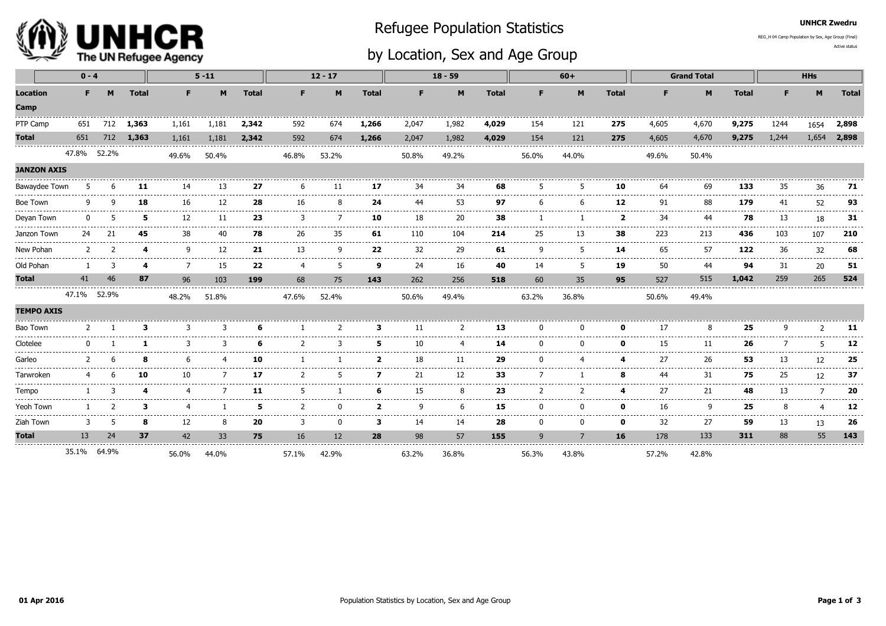**UNHCR Zwedru**

REG_H 04 Camp Population by Sex, Age Group (Final)

Active status

# Refugee Population Statistics by Location, Sex and Age Group

| | 0 - 4 | | | 5 -11 | | | 12 - 17 | | | 18 - 59 | | | 60+ | | | Grand Total | | | HHs | | |
|---|---|---|---|---|---|---|---|---|---|---|---|---|---|---|---|---|---|---|---|---|---|
| **Location** | **F** | **M** | **Total** | **F** | **M** | **Total** | **F** | **M** | **Total** | **F** | **M** | **Total** | **F** | **M** | **Total** | **F** | **M** | **Total** | **F** | **M** | **Total** |
| **Camp** | | | | | | | | | | | | | | | | | | | | | |
| PTP Camp | 651 | 712 | **1,363** | 1,161 | 1,181 | **2,342** | 592 | 674 | **1,266** | 2,047 | 1,982 | **4,029** | 154 | 121 | **275** | 4,605 | 4,670 | **9,275** | 1244 | 1654 | **2,898** |
| **Total** | 651 | 712 | **1,363** | 1,161 | 1,181 | **2,342** | 592 | 674 | **1,266** | 2,047 | 1,982 | **4,029** | 154 | 121 | **275** | 4,605 | 4,670 | **9,275** | 1,244 | 1,654 | **2,898** |
| | 47.8% | 52.2% | | 49.6% | 50.4% | | 46.8% | 53.2% | | 50.8% | 49.2% | | 56.0% | 44.0% | | 49.6% | 50.4% | | | | |
| **JANZON AXIS** | | | | | | | | | | | | | | | | | | | | | |
| Bawaydee Town | 5 | 6 | **11** | 14 | 13 | **27** | 6 | 11 | **17** | 34 | 34 | **68** | 5 | 5 | **10** | 64 | 69 | **133** | 35 | 36 | **71** |
| Boe Town | 9 | 9 | **18** | 16 | 12 | **28** | 16 | 8 | **24** | 44 | 53 | **97** | 6 | 6 | **12** | 91 | 88 | **179** | 41 | 52 | **93** |
| Deyan Town | 0 | 5 | **5** | 12 | 11 | **23** | 3 | 7 | **10** | 18 | 20 | **38** | 1 | 1 | **2** | 34 | 44 | **78** | 13 | 18 | **31** |
| Janzon Town | 24 | 21 | **45** | 38 | 40 | **78** | 26 | 35 | **61** | 110 | 104 | **214** | 25 | 13 | **38** | 223 | 213 | **436** | 103 | 107 | **210** |
| New Pohan | 2 | 2 | **4** | 9 | 12 | **21** | 13 | 9 | **22** | 32 | 29 | **61** | 9 | 5 | **14** | 65 | 57 | **122** | 36 | 32 | **68** |
| Old Pohan | 1 | 3 | **4** | 7 | 15 | **22** | 4 | 5 | **9** | 24 | 16 | **40** | 14 | 5 | **19** | 50 | 44 | **94** | 31 | 20 | **51** |
| **Total** | 41 | 46 | **87** | 96 | 103 | **199** | 68 | 75 | **143** | 262 | 256 | **518** | 60 | 35 | **95** | 527 | 515 | **1,042** | 259 | 265 | **524** |
| | 47.1% | 52.9% | | 48.2% | 51.8% | | 47.6% | 52.4% | | 50.6% | 49.4% | | 63.2% | 36.8% | | 50.6% | 49.4% | | | | |
| **TEMPO AXIS** | | | | | | | | | | | | | | | | | | | | | |
| Bao Town | 2 | 1 | **3** | 3 | 3 | **6** | 1 | 2 | **3** | 11 | 2 | **13** | 0 | 0 | **0** | 17 | 8 | **25** | 9 | 2 | **11** |
| Clotelee | 0 | 1 | **1** | 3 | 3 | **6** | 2 | 3 | **5** | 10 | 4 | **14** | 0 | 0 | **0** | 15 | 11 | **26** | 7 | 5 | **12** |
| Garleo | 2 | 6 | **8** | 6 | 4 | **10** | 1 | 1 | **2** | 18 | 11 | **29** | 0 | 4 | **4** | 27 | 26 | **53** | 13 | 12 | **25** |
| Tarwroken | 4 | 6 | **10** | 10 | 7 | **17** | 2 | 5 | **7** | 21 | 12 | **33** | 7 | 1 | **8** | 44 | 31 | **75** | 25 | 12 | **37** |
| Tempo | 1 | 3 | **4** | 4 | 7 | **11** | 5 | 1 | **6** | 15 | 8 | **23** | 2 | 2 | **4** | 27 | 21 | **48** | 13 | 7 | **20** |
| Yeoh Town | 1 | 2 | **3** | 4 | 1 | **5** | 2 | 0 | **2** | 9 | 6 | **15** | 0 | 0 | **0** | 16 | 9 | **25** | 8 | 4 | **12** |
| Ziah Town | 3 | 5 | **8** | 12 | 8 | **20** | 3 | 0 | **3** | 14 | 14 | **28** | 0 | 0 | **0** | 32 | 27 | **59** | 13 | 13 | **26** |
| **Total** | 13 | 24 | **37** | 42 | 33 | **75** | 16 | 12 | **28** | 98 | 57 | **155** | 9 | 7 | **16** | 178 | 133 | **311** | 88 | 55 | **143** |
| | 35.1% | 64.9% | | 56.0% | 44.0% | | 57.1% | 42.9% | | 63.2% | 36.8% | | 56.3% | 43.8% | | 57.2% | 42.8% | | | | |

01 Apr 2016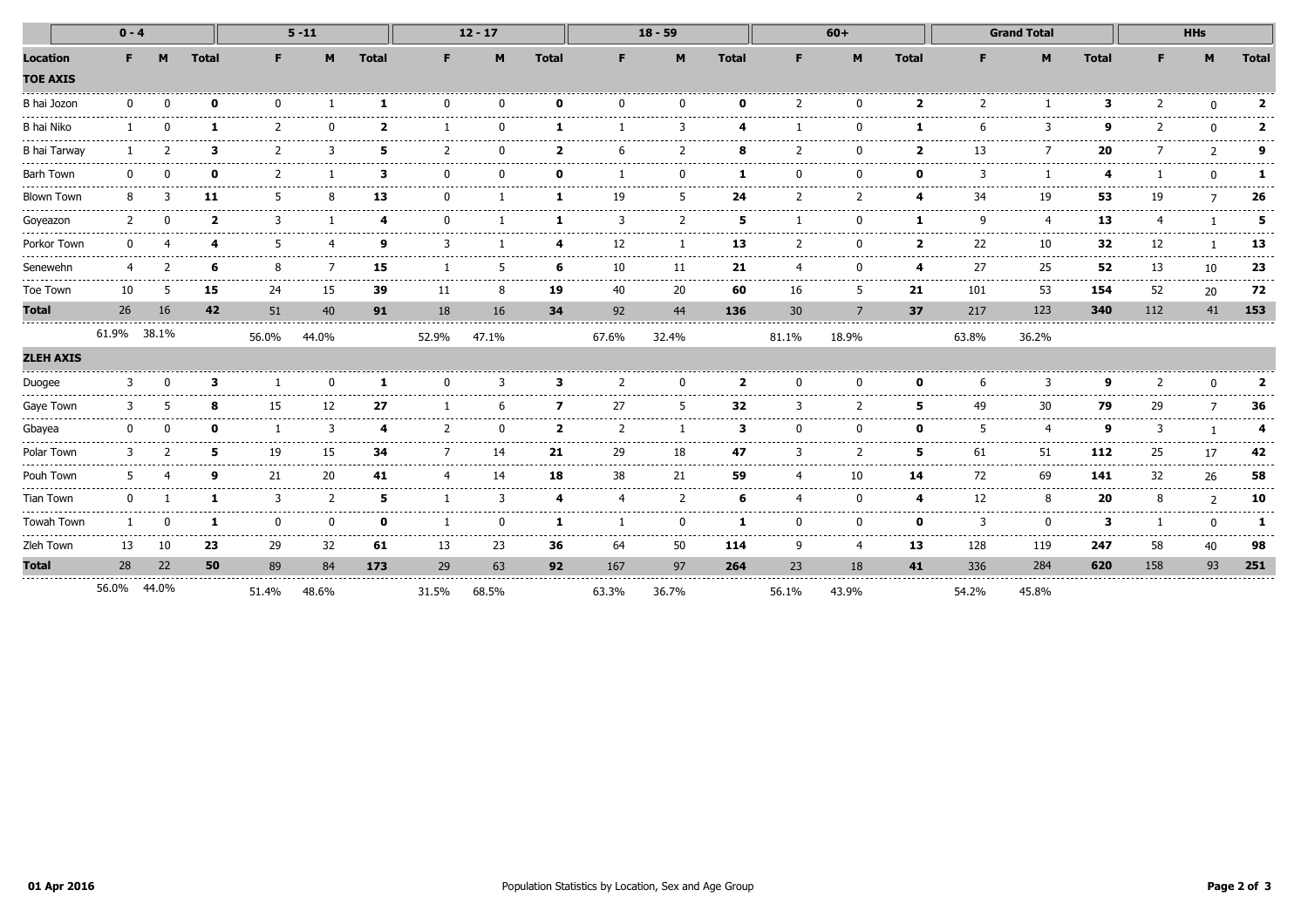| | 0 - 4 | | | 5 -11 | | | 12 - 17 | | | 18 - 59 | | | 60+ | | | Grand Total | | | HHs | | |
|---|---|---|---|---|---|---|---|---|---|---|---|---|---|---|---|---|---|---|---|---|---|
| **Location** | **F** | **M** | **Total** | **F** | **M** | **Total** | **F** | **M** | **Total** | **F** | **M** | **Total** | **F** | **M** | **Total** | **F** | **M** | **Total** | **F** | **M** | **Total** |
| **TOE AXIS** | | | | | | | | | | | | | | | | | | | | | |
| B hai Jozon | 0 | 0 | **0** | 0 | 1 | **1** | 0 | 0 | **0** | 0 | 0 | **0** | 2 | 0 | **2** | 2 | 1 | **3** | 2 | 0 | **2** |
| B hai Niko | 1 | 0 | **1** | 2 | 0 | **2** | 1 | 0 | **1** | 1 | 3 | **4** | 1 | 0 | **1** | 6 | 3 | **9** | 2 | 0 | **2** |
| B hai Tarway | 1 | 2 | **3** | 2 | 3 | **5** | 2 | 0 | **2** | 6 | 2 | **8** | 2 | 0 | **2** | 13 | 7 | **20** | 7 | 2 | **9** |
| Barh Town | 0 | 0 | **0** | 2 | 1 | **3** | 0 | 0 | **0** | 1 | 0 | **1** | 0 | 0 | **0** | 3 | 1 | **4** | 1 | 0 | **1** |
| Blown Town | 8 | 3 | **11** | 5 | 8 | **13** | 0 | 1 | **1** | 19 | 5 | **24** | 2 | 2 | **4** | 34 | 19 | **53** | 19 | 7 | **26** |
| Goyeazon | 2 | 0 | **2** | 3 | 1 | **4** | 0 | 1 | **1** | 3 | 2 | **5** | 1 | 0 | **1** | 9 | 4 | **13** | 4 | 1 | **5** |
| Porkor Town | 0 | 4 | **4** | 5 | 4 | **9** | 3 | 1 | **4** | 12 | 1 | **13** | 2 | 0 | **2** | 22 | 10 | **32** | 12 | 1 | **13** |
| Senewehn | 4 | 2 | **6** | 8 | 7 | **15** | 1 | 5 | **6** | 10 | 11 | **21** | 4 | 0 | **4** | 27 | 25 | **52** | 13 | 10 | **23** |
| Toe Town | 10 | 5 | **15** | 24 | 15 | **39** | 11 | 8 | **19** | 40 | 20 | **60** | 16 | 5 | **21** | 101 | 53 | **154** | 52 | 20 | **72** |
| **Total** | 26 | 16 | **42** | 51 | 40 | **91** | 18 | 16 | **34** | 92 | 44 | **136** | 30 | 7 | **37** | 217 | 123 | **340** | 112 | 41 | **153** |
| | 61.9% | 38.1% | | 56.0% | 44.0% | | 52.9% | 47.1% | | 67.6% | 32.4% | | 81.1% | 18.9% | | 63.8% | 36.2% | | | | |
| **ZLEH AXIS** | | | | | | | | | | | | | | | | | | | | | |
| Duogee | 3 | 0 | **3** | 1 | 0 | **1** | 0 | 3 | **3** | 2 | 0 | **2** | 0 | 0 | **0** | 6 | 3 | **9** | 2 | 0 | **2** |
| Gaye Town | 3 | 5 | **8** | 15 | 12 | **27** | 1 | 6 | **7** | 27 | 5 | **32** | 3 | 2 | **5** | 49 | 30 | **79** | 29 | 7 | **36** |
| Gbayea | 0 | 0 | **0** | 1 | 3 | **4** | 2 | 0 | **2** | 2 | 1 | **3** | 0 | 0 | **0** | 5 | 4 | **9** | 3 | 1 | **4** |
| Polar Town | 3 | 2 | **5** | 19 | 15 | **34** | 7 | 14 | **21** | 29 | 18 | **47** | 3 | 2 | **5** | 61 | 51 | **112** | 25 | 17 | **42** |
| Pouh Town | 5 | 4 | **9** | 21 | 20 | **41** | 4 | 14 | **18** | 38 | 21 | **59** | 4 | 10 | **14** | 72 | 69 | **141** | 32 | 26 | **58** |
| Tian Town | 0 | 1 | **1** | 3 | 2 | **5** | 1 | 3 | **4** | 4 | 2 | **6** | 4 | 0 | **4** | 12 | 8 | **20** | 8 | 2 | **10** |
| Towah Town | 1 | 0 | **1** | 0 | 0 | **0** | 1 | 0 | **1** | 1 | 0 | **1** | 0 | 0 | **0** | 3 | 0 | **3** | 1 | 0 | **1** |
| Zleh Town | 13 | 10 | **23** | 29 | 32 | **61** | 13 | 23 | **36** | 64 | 50 | **114** | 9 | 4 | **13** | 128 | 119 | **247** | 58 | 40 | **98** |
| **Total** | 28 | 22 | **50** | 89 | 84 | **173** | 29 | 63 | **92** | 167 | 97 | **264** | 23 | 18 | **41** | 336 | 284 | **620** | 158 | 93 | **251** |
| | 56.0% | 44.0% | | 51.4% | 48.6% | | 31.5% | 68.5% | | 63.3% | 36.7% | | 56.1% | 43.9% | | 54.2% | 45.8% | | | | |

**01 Apr 2016** Population Statistics by Location, Sex and Age Group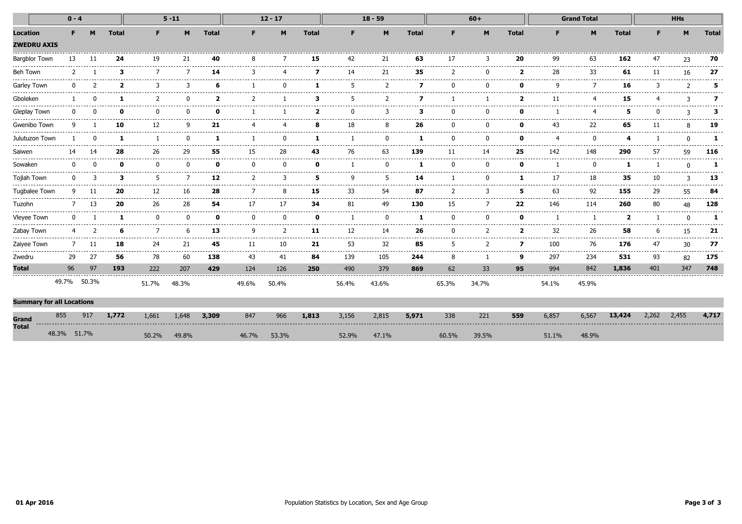| | 0 - 4 | | | 5 -11 | | | 12 - 17 | | | 18 - 59 | | | 60+ | | | Grand Total | | | HHs | | |
|---|---|---|---|---|---|---|---|---|---|---|---|---|---|---|---|---|---|---|---|---|---|
| **Location** | **F** | **M** | **Total** | **F** | **M** | **Total** | **F** | **M** | **Total** | **F** | **M** | **Total** | **F** | **M** | **Total** | **F** | **M** | **Total** | **F** | **M** | **Total** |
| **ZWEDRU AXIS** | | | | | | | | | | | | | | | | | | | | | |
| Bargblor Town | 13 | 11 | **24** | 19 | 21 | **40** | 8 | 7 | **15** | 42 | 21 | **63** | 17 | 3 | **20** | 99 | 63 | **162** | 47 | 23 | **70** |
| Beh Town | 2 | 1 | **3** | 7 | 7 | **14** | 3 | 4 | **7** | 14 | 21 | **35** | 2 | 0 | **2** | 28 | 33 | **61** | 11 | 16 | **27** |
| Garley Town | 0 | 2 | **2** | 3 | 3 | **6** | 1 | 0 | **1** | 5 | 2 | **7** | 0 | 0 | **0** | 9 | 7 | **16** | 3 | 2 | **5** |
| Gboleken | 1 | 0 | **1** | 2 | 0 | **2** | 2 | 1 | **3** | 5 | 2 | **7** | 1 | 1 | **2** | 11 | 4 | **15** | 4 | 3 | **7** |
| Gleplay Town | 0 | 0 | **0** | 0 | 0 | **0** | 1 | 1 | **2** | 0 | 3 | **3** | 0 | 0 | **0** | 1 | 4 | **5** | 0 | 3 | **3** |
| Gwenibo Town | 9 | 1 | **10** | 12 | 9 | **21** | 4 | 4 | **8** | 18 | 8 | **26** | 0 | 0 | **0** | 43 | 22 | **65** | 11 | 8 | **19** |
| Julutuzon Town | 1 | 0 | **1** | 1 | 0 | **1** | 1 | 0 | **1** | 1 | 0 | **1** | 0 | 0 | **0** | 4 | 0 | **4** | 1 | 0 | **1** |
| Saiwen | 14 | 14 | **28** | 26 | 29 | **55** | 15 | 28 | **43** | 76 | 63 | **139** | 11 | 14 | **25** | 142 | 148 | **290** | 57 | 59 | **116** |
| Sowaken | 0 | 0 | **0** | 0 | 0 | **0** | 0 | 0 | **0** | 1 | 0 | **1** | 0 | 0 | **0** | 1 | 0 | **1** | 1 | 0 | **1** |
| Tojlah Town | 0 | 3 | **3** | 5 | 7 | **12** | 2 | 3 | **5** | 9 | 5 | **14** | 1 | 0 | **1** | 17 | 18 | **35** | 10 | 3 | **13** |
| Tugbalee Town | 9 | 11 | **20** | 12 | 16 | **28** | 7 | 8 | **15** | 33 | 54 | **87** | 2 | 3 | **5** | 63 | 92 | **155** | 29 | 55 | **84** |
| Tuzohn | 7 | 13 | **20** | 26 | 28 | **54** | 17 | 17 | **34** | 81 | 49 | **130** | 15 | 7 | **22** | 146 | 114 | **260** | 80 | 48 | **128** |
| Vleyee Town | 0 | 1 | **1** | 0 | 0 | **0** | 0 | 0 | **0** | 1 | 0 | **1** | 0 | 0 | **0** | 1 | 1 | **2** | 1 | 0 | **1** |
| Zabay Town | 4 | 2 | **6** | 7 | 6 | **13** | 9 | 2 | **11** | 12 | 14 | **26** | 0 | 2 | **2** | 32 | 26 | **58** | 6 | 15 | **21** |
| Zaiyee Town | 7 | 11 | **18** | 24 | 21 | **45** | 11 | 10 | **21** | 53 | 32 | **85** | 5 | 2 | **7** | 100 | 76 | **176** | 47 | 30 | **77** |
| Zwedru | 29 | 27 | **56** | 78 | 60 | **138** | 43 | 41 | **84** | 139 | 105 | **244** | 8 | 1 | **9** | 297 | 234 | **531** | 93 | 82 | **175** |
| **Total** | 96 | 97 | **193** | 222 | 207 | **429** | 124 | 126 | **250** | 490 | 379 | **869** | 62 | 33 | **95** | 994 | 842 | **1,836** | 401 | 347 | **748** |
| | 49.7% | 50.3% | | 51.7% | 48.3% | | 49.6% | 50.4% | | 56.4% | 43.6% | | 65.3% | 34.7% | | 54.1% | 45.9% | | | | |
| **Summary for all Locations** | | | | | | | | | | | | | | | | | | | | | |
| **Grand Total** | 855 | 917 | **1,772** | 1,661 | 1,648 | **3,309** | 847 | 966 | **1,813** | 3,156 | 2,815 | **5,971** | 338 | 221 | **559** | 6,857 | 6,567 | **13,424** | 2,262 | 2,455 | **4,717** |
| | 48.3% | 51.7% | | 50.2% | 49.8% | | 46.7% | 53.3% | | 52.9% | 47.1% | | 60.5% | 39.5% | | 51.1% | 48.9% | | | | |

**01 Apr 2016** Population Statistics by Location, Sex and Age Group